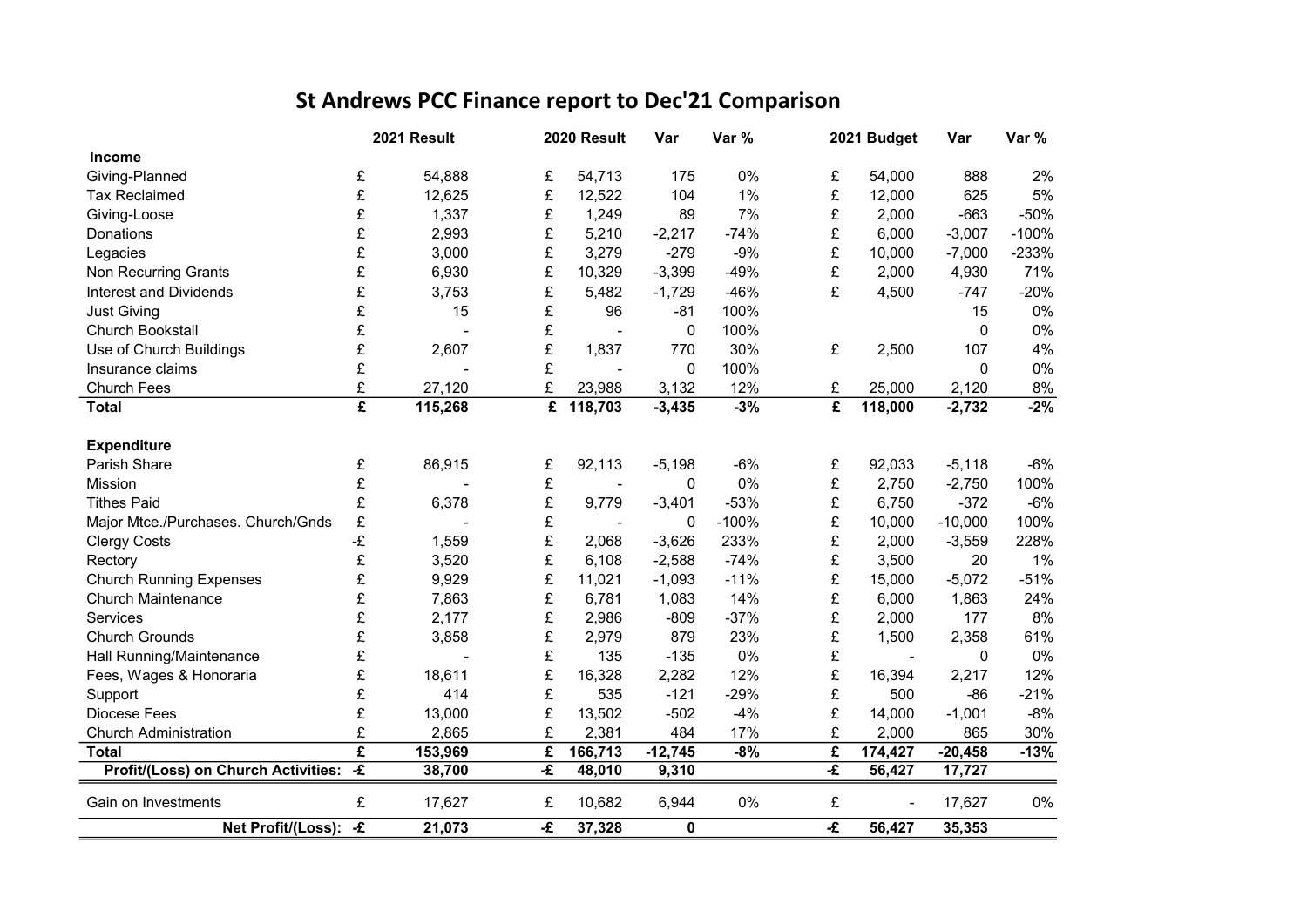# St Andrews PCC Finance report to Dec'21 Comparison

| | | 2021 Result | | 2020 Result | Var | Var % | | 2021 Budget | Var | Var % |
|---|---|---|---|---|---|---|---|---|---|---|
| **Income** | | | | | | | | | | |
| Giving-Planned | £ | 54,888 | £ | 54,713 | 175 | 0% | £ | 54,000 | 888 | 2% |
| Tax Reclaimed | £ | 12,625 | £ | 12,522 | 104 | 1% | £ | 12,000 | 625 | 5% |
| Giving-Loose | £ | 1,337 | £ | 1,249 | 89 | 7% | £ | 2,000 | -663 | -50% |
| Donations | £ | 2,993 | £ | 5,210 | -2,217 | -74% | £ | 6,000 | -3,007 | -100% |
| Legacies | £ | 3,000 | £ | 3,279 | -279 | -9% | £ | 10,000 | -7,000 | -233% |
| Non Recurring Grants | £ | 6,930 | £ | 10,329 | -3,399 | -49% | £ | 2,000 | 4,930 | 71% |
| Interest and Dividends | £ | 3,753 | £ | 5,482 | -1,729 | -46% | £ | 4,500 | -747 | -20% |
| Just Giving | £ | 15 | £ | 96 | -81 | 100% | | | 15 | 0% |
| Church Bookstall | £ | - | £ | - | 0 | 100% | | | 0 | 0% |
| Use of Church Buildings | £ | 2,607 | £ | 1,837 | 770 | 30% | £ | 2,500 | 107 | 4% |
| Insurance claims | £ | - | £ | - | 0 | 100% | | | 0 | 0% |
| Church Fees | £ | 27,120 | £ | 23,988 | 3,132 | 12% | £ | 25,000 | 2,120 | 8% |
| **Total** | **£** | **115,268** | **£** | **118,703** | **-3,435** | **-3%** | **£** | **118,000** | **-2,732** | **-2%** |
| | | | | | | | | | | |
| **Expenditure** | | | | | | | | | | |
| Parish Share | £ | 86,915 | £ | 92,113 | -5,198 | -6% | £ | 92,033 | -5,118 | -6% |
| Mission | £ | - | £ | - | 0 | 0% | £ | 2,750 | -2,750 | 100% |
| Tithes Paid | £ | 6,378 | £ | 9,779 | -3,401 | -53% | £ | 6,750 | -372 | -6% |
| Major Mtce./Purchases. Church/Gnds | £ | - | £ | - | 0 | -100% | £ | 10,000 | -10,000 | 100% |
| Clergy Costs | -£ | 1,559 | £ | 2,068 | -3,626 | 233% | £ | 2,000 | -3,559 | 228% |
| Rectory | £ | 3,520 | £ | 6,108 | -2,588 | -74% | £ | 3,500 | 20 | 1% |
| Church Running Expenses | £ | 9,929 | £ | 11,021 | -1,093 | -11% | £ | 15,000 | -5,072 | -51% |
| Church Maintenance | £ | 7,863 | £ | 6,781 | 1,083 | 14% | £ | 6,000 | 1,863 | 24% |
| Services | £ | 2,177 | £ | 2,986 | -809 | -37% | £ | 2,000 | 177 | 8% |
| Church Grounds | £ | 3,858 | £ | 2,979 | 879 | 23% | £ | 1,500 | 2,358 | 61% |
| Hall Running/Maintenance | £ | - | £ | 135 | -135 | 0% | £ | - | 0 | 0% |
| Fees, Wages & Honoraria | £ | 18,611 | £ | 16,328 | 2,282 | 12% | £ | 16,394 | 2,217 | 12% |
| Support | £ | 414 | £ | 535 | -121 | -29% | £ | 500 | -86 | -21% |
| Diocese Fees | £ | 13,000 | £ | 13,502 | -502 | -4% | £ | 14,000 | -1,001 | -8% |
| Church Administration | £ | 2,865 | £ | 2,381 | 484 | 17% | £ | 2,000 | 865 | 30% |
| **Total** | **£** | **153,969** | **£** | **166,713** | **-12,745** | **-8%** | **£** | **174,427** | **-20,458** | **-13%** |
| **Profit/(Loss) on Church Activities:** | **-£** | **38,700** | **-£** | **48,010** | **9,310** | | **-£** | **56,427** | **17,727** | |
| | | | | | | | | | | |
| Gain on Investments | £ | 17,627 | £ | 10,682 | 6,944 | 0% | £ | - | 17,627 | 0% |
| **Net Profit/(Loss):** | **-£** | **21,073** | **-£** | **37,328** | **0** | | **-£** | **56,427** | **35,353** | |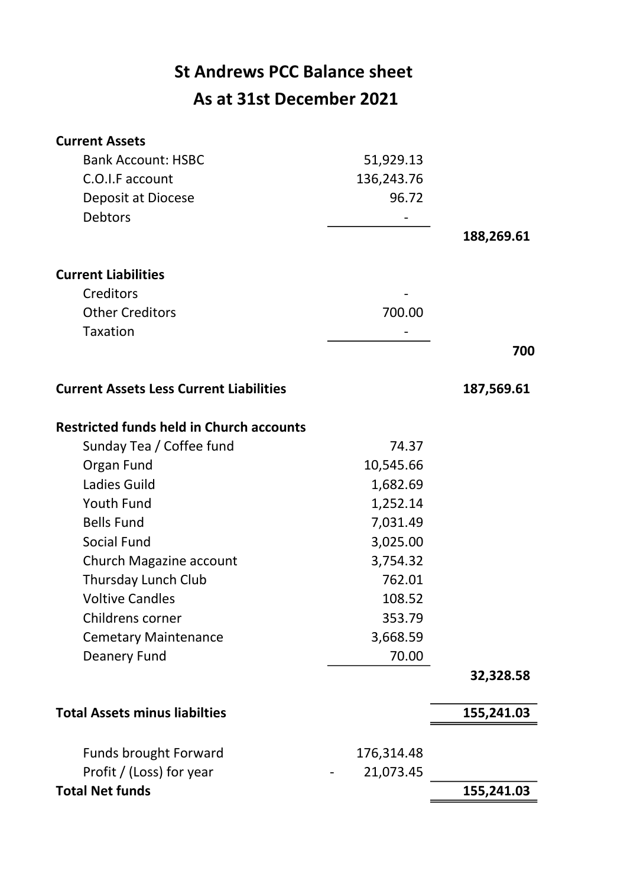# St Andrews PCC Balance sheet
# As at 31st December 2021

| | | |
|---|---|---|
| **Current Assets** | | |
| Bank Account: HSBC | 51,929.13 | |
| C.O.I.F account | 136,243.76 | |
| Deposit at Diocese | 96.72 | |
| Debtors | - | |
| | | **188,269.61** |
| **Current Liabilities** | | |
| Creditors | - | |
| Other Creditors | 700.00 | |
| Taxation | - | |
| | | **700** |
| **Current Assets Less Current Liabilities** | | **187,569.61** |
| **Restricted funds held in Church accounts** | | |
| Sunday Tea / Coffee fund | 74.37 | |
| Organ Fund | 10,545.66 | |
| Ladies Guild | 1,682.69 | |
| Youth Fund | 1,252.14 | |
| Bells Fund | 7,031.49 | |
| Social Fund | 3,025.00 | |
| Church Magazine account | 3,754.32 | |
| Thursday Lunch Club | 762.01 | |
| Voltive Candles | 108.52 | |
| Childrens corner | 353.79 | |
| Cemetary Maintenance | 3,668.59 | |
| Deanery Fund | 70.00 | |
| | | **32,328.58** |
| **Total Assets minus liabilties** | | **155,241.03** |
| Funds brought Forward | 176,314.48 | |
| Profit / (Loss) for year | - 21,073.45 | |
| **Total Net funds** | | **155,241.03** |